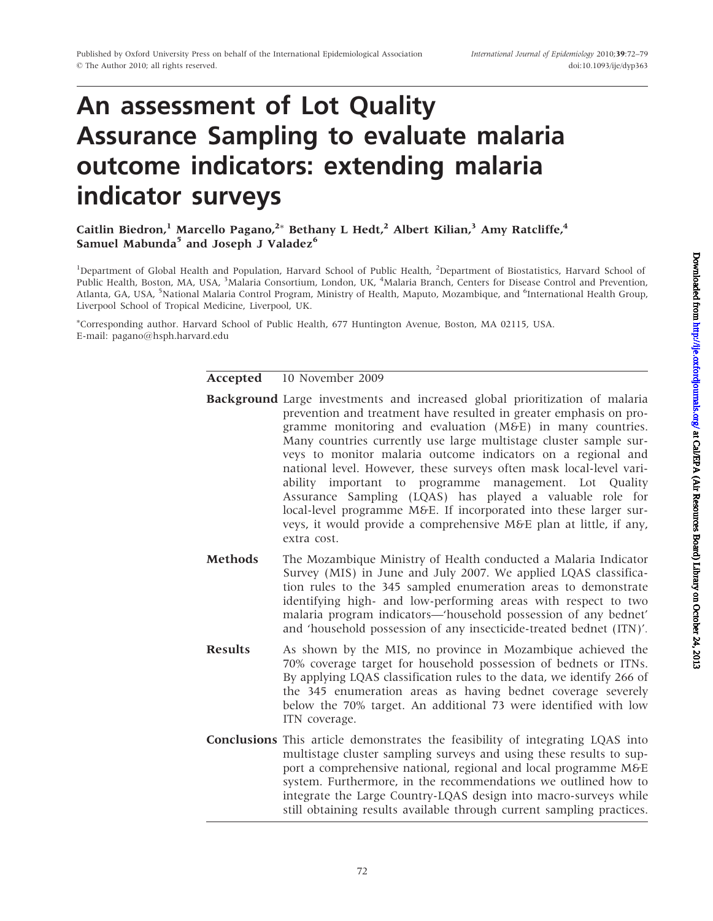# An assessment of Lot Quality Assurance Sampling to evaluate malaria outcome indicators: extending malaria indicator surveys

**Caitlin Biedron,[1] Marcello Pagano,[2]* Bethany L Hedt,[2] Albert Kilian,[3] Amy Ratcliffe,[4] Samuel Mabunda[5] and Joseph J Valadez[6]**

[1]Department of Global Health and Population, Harvard School of Public Health, [2]Department of Biostatistics, Harvard School of Public Health, Boston, MA, USA, [3]Malaria Consortium, London, UK, [4]Malaria Branch, Centers for Disease Control and Prevention, Atlanta, GA, USA, [5]National Malaria Control Program, Ministry of Health, Maputo, Mozambique, and [6]International Health Group, Liverpool School of Tropical Medicine, Liverpool, UK.

*Corresponding author. Harvard School of Public Health, 677 Huntington Avenue, Boston, MA 02115, USA. E-mail: pagano@hsph.harvard.edu

**Accepted** 10 November 2009

**Background** Large investments and increased global prioritization of malaria prevention and treatment have resulted in greater emphasis on programme monitoring and evaluation (M&E) in many countries. Many countries currently use large multistage cluster sample surveys to monitor malaria outcome indicators on a regional and national level. However, these surveys often mask local-level variability important to programme management. Lot Quality Assurance Sampling (LQAS) has played a valuable role for local-level programme M&E. If incorporated into these larger surveys, it would provide a comprehensive M&E plan at little, if any, extra cost.

**Methods** The Mozambique Ministry of Health conducted a Malaria Indicator Survey (MIS) in June and July 2007. We applied LQAS classification rules to the 345 sampled enumeration areas to demonstrate identifying high- and low-performing areas with respect to two malaria program indicators—'household possession of any bednet' and 'household possession of any insecticide-treated bednet (ITN)'.

**Results** As shown by the MIS, no province in Mozambique achieved the 70% coverage target for household possession of bednets or ITNs. By applying LQAS classification rules to the data, we identify 266 of the 345 enumeration areas as having bednet coverage severely below the 70% target. An additional 73 were identified with low ITN coverage.

**Conclusions** This article demonstrates the feasibility of integrating LQAS into multistage cluster sampling surveys and using these results to support a comprehensive national, regional and local programme M&E system. Furthermore, in the recommendations we outlined how to integrate the Large Country-LQAS design into macro-surveys while still obtaining results available through current sampling practices.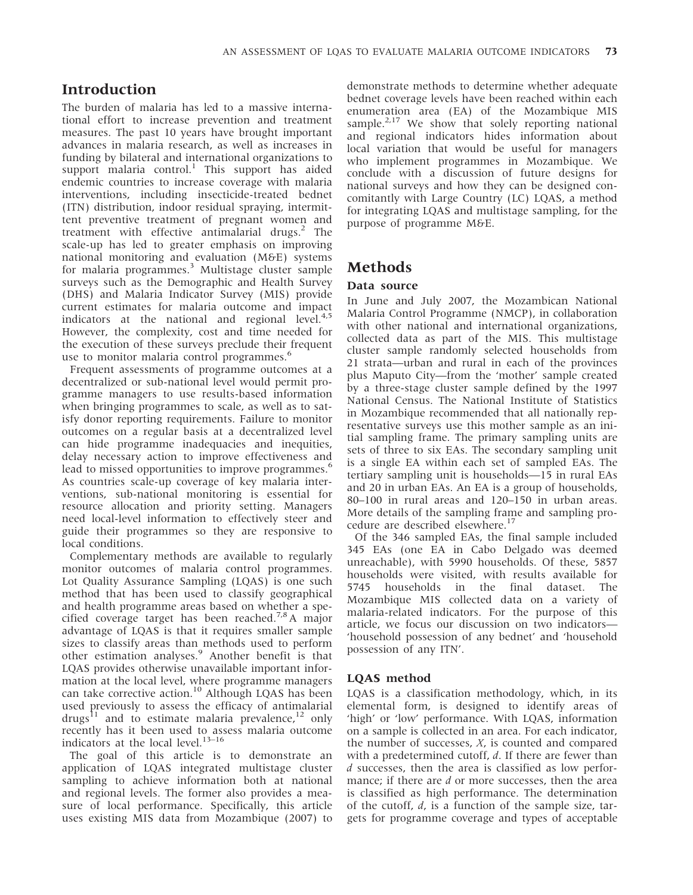## Introduction

The burden of malaria has led to a massive international effort to increase prevention and treatment measures. The past 10 years have brought important advances in malaria research, as well as increases in funding by bilateral and international organizations to support malaria control.[1] This support has aided endemic countries to increase coverage with malaria interventions, including insecticide-treated bednet (ITN) distribution, indoor residual spraying, intermittent preventive treatment of pregnant women and treatment with effective antimalarial drugs.[2] The scale-up has led to greater emphasis on improving national monitoring and evaluation (M&E) systems for malaria programmes.[3] Multistage cluster sample surveys such as the Demographic and Health Survey (DHS) and Malaria Indicator Survey (MIS) provide current estimates for malaria outcome and impact indicators at the national and regional level.[4,5] However, the complexity, cost and time needed for the execution of these surveys preclude their frequent use to monitor malaria control programmes.[6]

Frequent assessments of programme outcomes at a decentralized or sub-national level would permit programme managers to use results-based information when bringing programmes to scale, as well as to satisfy donor reporting requirements. Failure to monitor outcomes on a regular basis at a decentralized level can hide programme inadequacies and inequities, delay necessary action to improve effectiveness and lead to missed opportunities to improve programmes.[6] As countries scale-up coverage of key malaria interventions, sub-national monitoring is essential for resource allocation and priority setting. Managers need local-level information to effectively steer and guide their programmes so they are responsive to local conditions.

Complementary methods are available to regularly monitor outcomes of malaria control programmes. Lot Quality Assurance Sampling (LQAS) is one such method that has been used to classify geographical and health programme areas based on whether a specified coverage target has been reached.[7,8] A major advantage of LQAS is that it requires smaller sample sizes to classify areas than methods used to perform other estimation analyses.[9] Another benefit is that LQAS provides otherwise unavailable important information at the local level, where programme managers can take corrective action.[10] Although LQAS has been used previously to assess the efficacy of antimalarial drugs[11] and to estimate malaria prevalence,[12] only recently has it been used to assess malaria outcome indicators at the local level.[13–16]

The goal of this article is to demonstrate an application of LQAS integrated multistage cluster sampling to achieve information both at national and regional levels. The former also provides a measure of local performance. Specifically, this article uses existing MIS data from Mozambique (2007) to demonstrate methods to determine whether adequate bednet coverage levels have been reached within each enumeration area (EA) of the Mozambique MIS sample.[2,17] We show that solely reporting national and regional indicators hides information about local variation that would be useful for managers who implement programmes in Mozambique. We conclude with a discussion of future designs for national surveys and how they can be designed concomitantly with Large Country (LC) LQAS, a method for integrating LQAS and multistage sampling, for the purpose of programme M&E.

## Methods

### Data source

In June and July 2007, the Mozambican National Malaria Control Programme (NMCP), in collaboration with other national and international organizations, collected data as part of the MIS. This multistage cluster sample randomly selected households from 21 strata—urban and rural in each of the provinces plus Maputo City—from the 'mother' sample created by a three-stage cluster sample defined by the 1997 National Census. The National Institute of Statistics in Mozambique recommended that all nationally representative surveys use this mother sample as an initial sampling frame. The primary sampling units are sets of three to six EAs. The secondary sampling unit is a single EA within each set of sampled EAs. The tertiary sampling unit is households—15 in rural EAs and 20 in urban EAs. An EA is a group of households, 80–100 in rural areas and 120–150 in urban areas. More details of the sampling frame and sampling procedure are described elsewhere.[17]

Of the 346 sampled EAs, the final sample included 345 EAs (one EA in Cabo Delgado was deemed unreachable), with 5990 households. Of these, 5857 households were visited, with results available for 5745 households in the final dataset. The Mozambique MIS collected data on a variety of malaria-related indicators. For the purpose of this article, we focus our discussion on two indicators—'household possession of any bednet' and 'household possession of any ITN'.

### LQAS method

LQAS is a classification methodology, which, in its elemental form, is designed to identify areas of 'high' or 'low' performance. With LQAS, information on a sample is collected in an area. For each indicator, the number of successes, $X$, is counted and compared with a predetermined cutoff, $d$. If there are fewer than $d$ successes, then the area is classified as low performance; if there are $d$ or more successes, then the area is classified as high performance. The determination of the cutoff, $d$, is a function of the sample size, targets for programme coverage and types of acceptable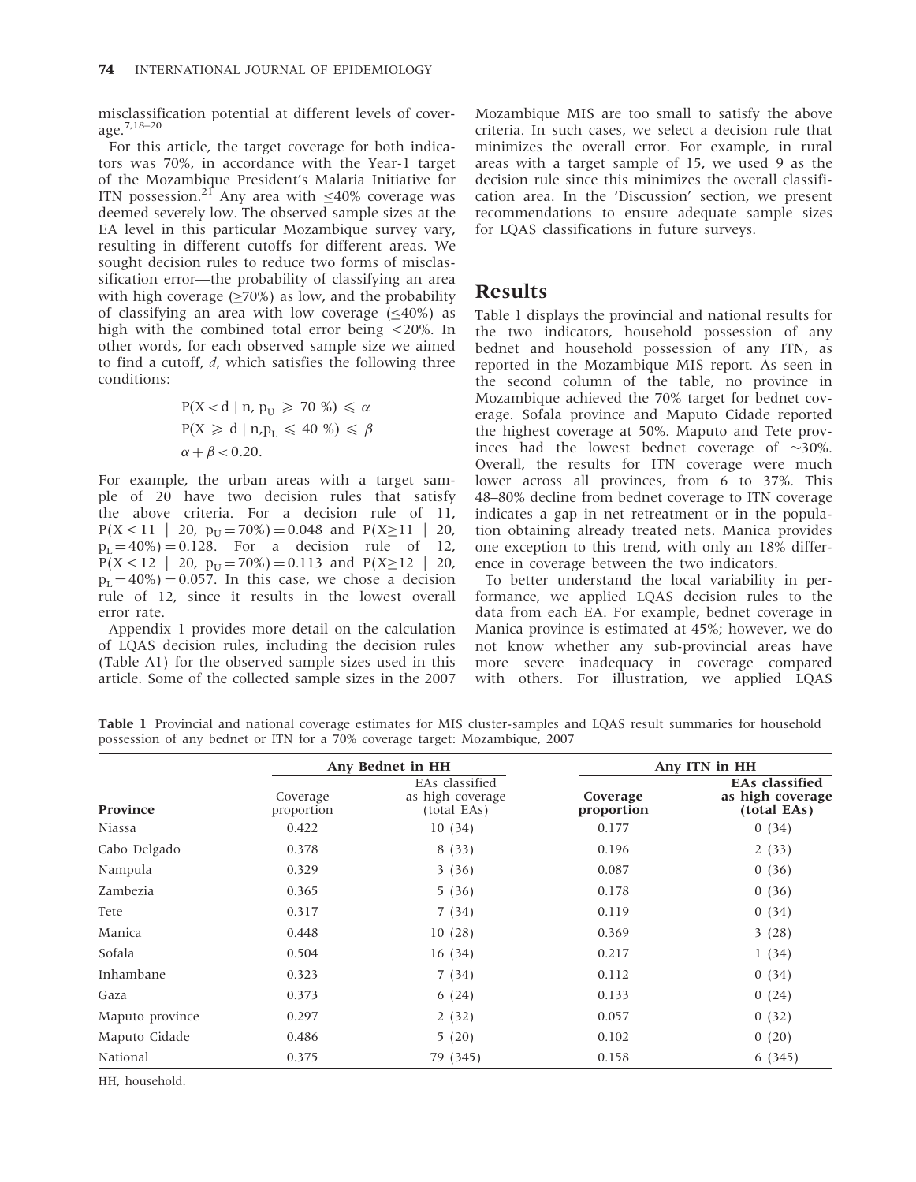misclassification potential at different levels of coverage.[7,18–20]

For this article, the target coverage for both indicators was 70%, in accordance with the Year-1 target of the Mozambique President's Malaria Initiative for ITN possession.[21] Any area with ≤40% coverage was deemed severely low. The observed sample sizes at the EA level in this particular Mozambique survey vary, resulting in different cutoffs for different areas. We sought decision rules to reduce two forms of misclassification error—the probability of classifying an area with high coverage (≥70%) as low, and the probability of classifying an area with low coverage (≤40%) as high with the combined total error being <20%. In other words, for each observed sample size we aimed to find a cutoff, *d*, which satisfies the following three conditions:

$$P(X < d \mid n, p_U \geqslant 70\,\%) \leqslant \alpha$$

$$P(X \geqslant d \mid n, p_L \leqslant 40\,\%) \leqslant \beta$$

$$\alpha + \beta < 0.20.$$

For example, the urban areas with a target sample of 20 have two decision rules that satisfy the above criteria. For a decision rule of 11, $P(X < 11 \mid 20,\ p_U = 70\%) = 0.048$ and $P(X \geq 11 \mid 20,\ p_L = 40\%) = 0.128$. For a decision rule of 12, $P(X < 12 \mid 20,\ p_U = 70\%) = 0.113$ and $P(X \geq 12 \mid 20,\ p_L = 40\%) = 0.057$. In this case, we chose a decision rule of 12, since it results in the lowest overall error rate.

Appendix 1 provides more detail on the calculation of LQAS decision rules, including the decision rules (Table A1) for the observed sample sizes used in this article. Some of the collected sample sizes in the 2007 Mozambique MIS are too small to satisfy the above criteria. In such cases, we select a decision rule that minimizes the overall error. For example, in rural areas with a target sample of 15, we used 9 as the decision rule since this minimizes the overall classification area. In the 'Discussion' section, we present recommendations to ensure adequate sample sizes for LQAS classifications in future surveys.

## Results

Table 1 displays the provincial and national results for the two indicators, household possession of any bednet and household possession of any ITN, as reported in the Mozambique MIS report. As seen in the second column of the table, no province in Mozambique achieved the 70% target for bednet coverage. Sofala province and Maputo Cidade reported the highest coverage at 50%. Maputo and Tete provinces had the lowest bednet coverage of ~30%. Overall, the results for ITN coverage were much lower across all provinces, from 6 to 37%. This 48–80% decline from bednet coverage to ITN coverage indicates a gap in net retreatment or in the population obtaining already treated nets. Manica provides one exception to this trend, with only an 18% difference in coverage between the two indicators.

To better understand the local variability in performance, we applied LQAS decision rules to the data from each EA. For example, bednet coverage in Manica province is estimated at 45%; however, we do not know whether any sub-provincial areas have more severe inadequacy in coverage compared with others. For illustration, we applied LQAS

**Table 1** Provincial and national coverage estimates for MIS cluster-samples and LQAS result summaries for household possession of any bednet or ITN for a 70% coverage target: Mozambique, 2007

| | Any Bednet in HH | | Any ITN in HH | |
|---|---|---|---|---|
| Province | Coverage proportion | EAs classified as high coverage (total EAs) | **Coverage proportion** | **EAs classified as high coverage (total EAs)** |
| Niassa | 0.422 | 10 (34) | 0.177 | 0 (34) |
| Cabo Delgado | 0.378 | 8 (33) | 0.196 | 2 (33) |
| Nampula | 0.329 | 3 (36) | 0.087 | 0 (36) |
| Zambezia | 0.365 | 5 (36) | 0.178 | 0 (36) |
| Tete | 0.317 | 7 (34) | 0.119 | 0 (34) |
| Manica | 0.448 | 10 (28) | 0.369 | 3 (28) |
| Sofala | 0.504 | 16 (34) | 0.217 | 1 (34) |
| Inhambane | 0.323 | 7 (34) | 0.112 | 0 (34) |
| Gaza | 0.373 | 6 (24) | 0.133 | 0 (24) |
| Maputo province | 0.297 | 2 (32) | 0.057 | 0 (32) |
| Maputo Cidade | 0.486 | 5 (20) | 0.102 | 0 (20) |
| National | 0.375 | 79 (345) | 0.158 | 6 (345) |

HH, household.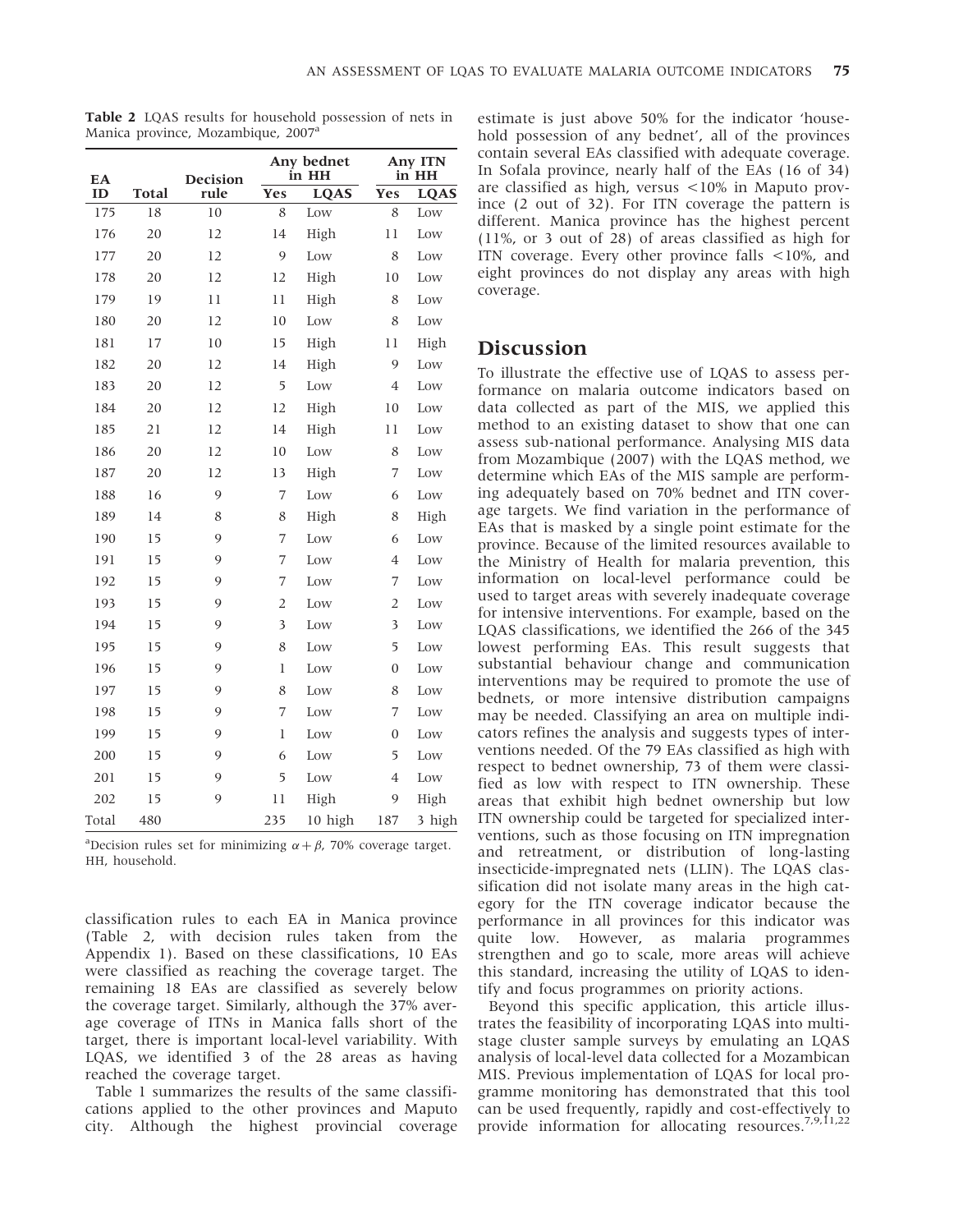**Table 2** LQAS results for household possession of nets in Manica province, Mozambique, 2007[a]

| EA ID | Total | Decision rule | Any bednet in HH | | Any ITN in HH | |
|---|---|---|---|---|---|---|
| | | | Yes | LQAS | Yes | LQAS |
| 175 | 18 | 10 | 8 | Low | 8 | Low |
| 176 | 20 | 12 | 14 | High | 11 | Low |
| 177 | 20 | 12 | 9 | Low | 8 | Low |
| 178 | 20 | 12 | 12 | High | 10 | Low |
| 179 | 19 | 11 | 11 | High | 8 | Low |
| 180 | 20 | 12 | 10 | Low | 8 | Low |
| 181 | 17 | 10 | 15 | High | 11 | High |
| 182 | 20 | 12 | 14 | High | 9 | Low |
| 183 | 20 | 12 | 5 | Low | 4 | Low |
| 184 | 20 | 12 | 12 | High | 10 | Low |
| 185 | 21 | 12 | 14 | High | 11 | Low |
| 186 | 20 | 12 | 10 | Low | 8 | Low |
| 187 | 20 | 12 | 13 | High | 7 | Low |
| 188 | 16 | 9 | 7 | Low | 6 | Low |
| 189 | 14 | 8 | 8 | High | 8 | High |
| 190 | 15 | 9 | 7 | Low | 6 | Low |
| 191 | 15 | 9 | 7 | Low | 4 | Low |
| 192 | 15 | 9 | 7 | Low | 7 | Low |
| 193 | 15 | 9 | 2 | Low | 2 | Low |
| 194 | 15 | 9 | 3 | Low | 3 | Low |
| 195 | 15 | 9 | 8 | Low | 5 | Low |
| 196 | 15 | 9 | 1 | Low | 0 | Low |
| 197 | 15 | 9 | 8 | Low | 8 | Low |
| 198 | 15 | 9 | 7 | Low | 7 | Low |
| 199 | 15 | 9 | 1 | Low | 0 | Low |
| 200 | 15 | 9 | 6 | Low | 5 | Low |
| 201 | 15 | 9 | 5 | Low | 4 | Low |
| 202 | 15 | 9 | 11 | High | 9 | High |
| Total | 480 | | 235 | 10 high | 187 | 3 high |

[a]Decision rules set for minimizing $\alpha + \beta$, 70% coverage target. HH, household.

classification rules to each EA in Manica province (Table 2, with decision rules taken from the Appendix 1). Based on these classifications, 10 EAs were classified as reaching the coverage target. The remaining 18 EAs are classified as severely below the coverage target. Similarly, although the 37% average coverage of ITNs in Manica falls short of the target, there is important local-level variability. With LQAS, we identified 3 of the 28 areas as having reached the coverage target.

Table 1 summarizes the results of the same classifications applied to the other provinces and Maputo city. Although the highest provincial coverage estimate is just above 50% for the indicator 'household possession of any bednet', all of the provinces contain several EAs classified with adequate coverage. In Sofala province, nearly half of the EAs (16 of 34) are classified as high, versus <10% in Maputo province (2 out of 32). For ITN coverage the pattern is different. Manica province has the highest percent (11%, or 3 out of 28) of areas classified as high for ITN coverage. Every other province falls <10%, and eight provinces do not display any areas with high coverage.

## Discussion

To illustrate the effective use of LQAS to assess performance on malaria outcome indicators based on data collected as part of the MIS, we applied this method to an existing dataset to show that one can assess sub-national performance. Analysing MIS data from Mozambique (2007) with the LQAS method, we determine which EAs of the MIS sample are performing adequately based on 70% bednet and ITN coverage targets. We find variation in the performance of EAs that is masked by a single point estimate for the province. Because of the limited resources available to the Ministry of Health for malaria prevention, this information on local-level performance could be used to target areas with severely inadequate coverage for intensive interventions. For example, based on the LQAS classifications, we identified the 266 of the 345 lowest performing EAs. This result suggests that substantial behaviour change and communication interventions may be required to promote the use of bednets, or more intensive distribution campaigns may be needed. Classifying an area on multiple indicators refines the analysis and suggests types of interventions needed. Of the 79 EAs classified as high with respect to bednet ownership, 73 of them were classified as low with respect to ITN ownership. These areas that exhibit high bednet ownership but low ITN ownership could be targeted for specialized interventions, such as those focusing on ITN impregnation and retreatment, or distribution of long-lasting insecticide-impregnated nets (LLIN). The LQAS classification did not isolate many areas in the high category for the ITN coverage indicator because the performance in all provinces for this indicator was quite low. However, as malaria programmes strengthen and go to scale, more areas will achieve this standard, increasing the utility of LQAS to identify and focus programmes on priority actions.

Beyond this specific application, this article illustrates the feasibility of incorporating LQAS into multi-stage cluster sample surveys by emulating an LQAS analysis of local-level data collected for a Mozambican MIS. Previous implementation of LQAS for local programme monitoring has demonstrated that this tool can be used frequently, rapidly and cost-effectively to provide information for allocating resources.[7,9,11,22]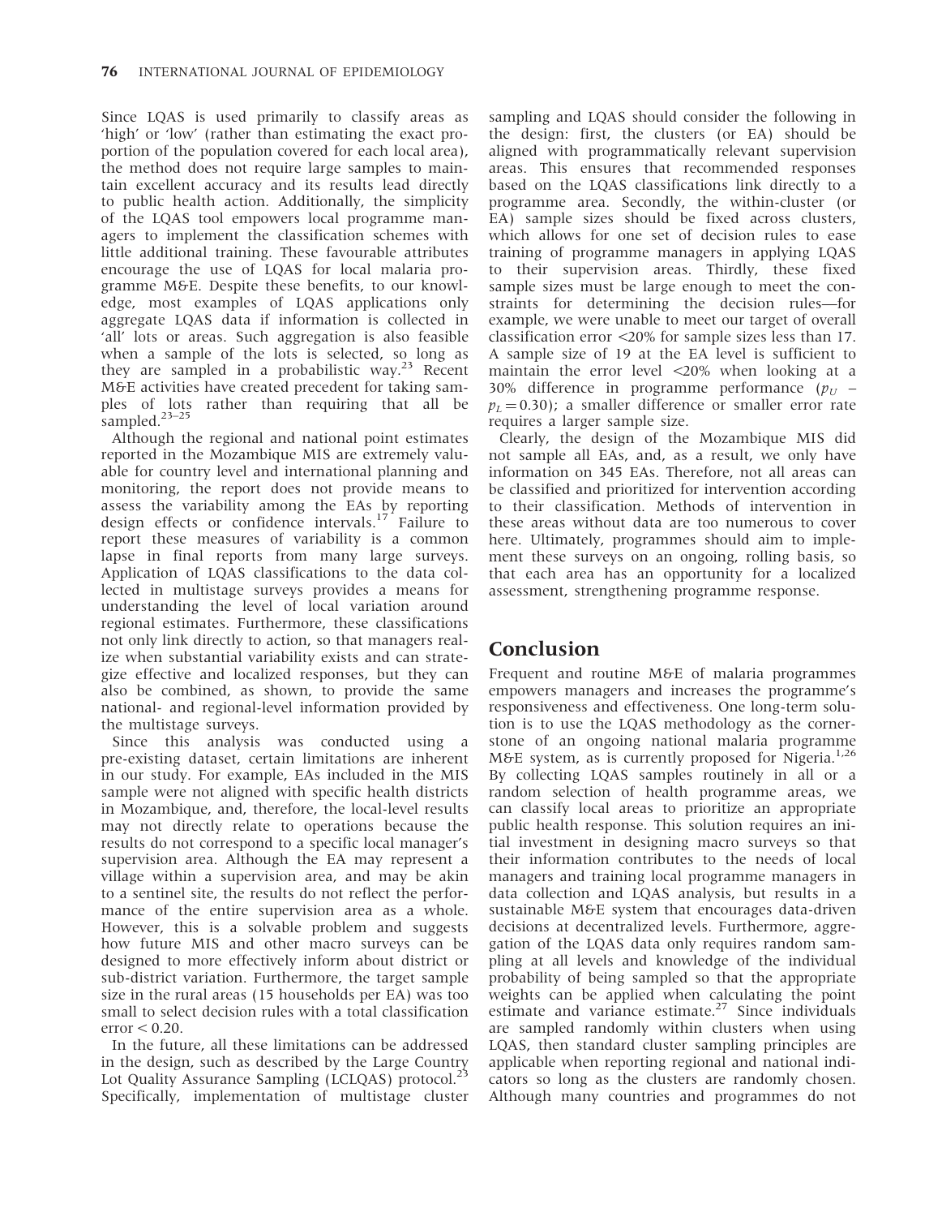Since LQAS is used primarily to classify areas as 'high' or 'low' (rather than estimating the exact proportion of the population covered for each local area), the method does not require large samples to maintain excellent accuracy and its results lead directly to public health action. Additionally, the simplicity of the LQAS tool empowers local programme managers to implement the classification schemes with little additional training. These favourable attributes encourage the use of LQAS for local malaria programme M&E. Despite these benefits, to our knowledge, most examples of LQAS applications only aggregate LQAS data if information is collected in 'all' lots or areas. Such aggregation is also feasible when a sample of the lots is selected, so long as they are sampled in a probabilistic way.[23] Recent M&E activities have created precedent for taking samples of lots rather than requiring that all be sampled.[23–25]

Although the regional and national point estimates reported in the Mozambique MIS are extremely valuable for country level and international planning and monitoring, the report does not provide means to assess the variability among the EAs by reporting design effects or confidence intervals.[17] Failure to report these measures of variability is a common lapse in final reports from many large surveys. Application of LQAS classifications to the data collected in multistage surveys provides a means for understanding the level of local variation around regional estimates. Furthermore, these classifications not only link directly to action, so that managers realize when substantial variability exists and can strategize effective and localized responses, but they can also be combined, as shown, to provide the same national- and regional-level information provided by the multistage surveys.

Since this analysis was conducted using a pre-existing dataset, certain limitations are inherent in our study. For example, EAs included in the MIS sample were not aligned with specific health districts in Mozambique, and, therefore, the local-level results may not directly relate to operations because the results do not correspond to a specific local manager's supervision area. Although the EA may represent a village within a supervision area, and may be akin to a sentinel site, the results do not reflect the performance of the entire supervision area as a whole. However, this is a solvable problem and suggests how future MIS and other macro surveys can be designed to more effectively inform about district or sub-district variation. Furthermore, the target sample size in the rural areas (15 households per EA) was too small to select decision rules with a total classification error $< 0.20$.

In the future, all these limitations can be addressed in the design, such as described by the Large Country Lot Quality Assurance Sampling (LCLQAS) protocol.[23] Specifically, implementation of multistage cluster sampling and LQAS should consider the following in the design: first, the clusters (or EA) should be aligned with programmatically relevant supervision areas. This ensures that recommended responses based on the LQAS classifications link directly to a programme area. Secondly, the within-cluster (or EA) sample sizes should be fixed across clusters, which allows for one set of decision rules to ease training of programme managers in applying LQAS to their supervision areas. Thirdly, these fixed sample sizes must be large enough to meet the constraints for determining the decision rules—for example, we were unable to meet our target of overall classification error <20% for sample sizes less than 17. A sample size of 19 at the EA level is sufficient to maintain the error level <20% when looking at a 30% difference in programme performance ($p_U - p_L = 0.30$); a smaller difference or smaller error rate requires a larger sample size.

Clearly, the design of the Mozambique MIS did not sample all EAs, and, as a result, we only have information on 345 EAs. Therefore, not all areas can be classified and prioritized for intervention according to their classification. Methods of intervention in these areas without data are too numerous to cover here. Ultimately, programmes should aim to implement these surveys on an ongoing, rolling basis, so that each area has an opportunity for a localized assessment, strengthening programme response.

## Conclusion

Frequent and routine M&E of malaria programmes empowers managers and increases the programme's responsiveness and effectiveness. One long-term solution is to use the LQAS methodology as the cornerstone of an ongoing national malaria programme M&E system, as is currently proposed for Nigeria.[1,26] By collecting LQAS samples routinely in all or a random selection of health programme areas, we can classify local areas to prioritize an appropriate public health response. This solution requires an initial investment in designing macro surveys so that their information contributes to the needs of local managers and training local programme managers in data collection and LQAS analysis, but results in a sustainable M&E system that encourages data-driven decisions at decentralized levels. Furthermore, aggregation of the LQAS data only requires random sampling at all levels and knowledge of the individual probability of being sampled so that the appropriate weights can be applied when calculating the point estimate and variance estimate.[27] Since individuals are sampled randomly within clusters when using LQAS, then standard cluster sampling principles are applicable when reporting regional and national indicators so long as the clusters are randomly chosen. Although many countries and programmes do not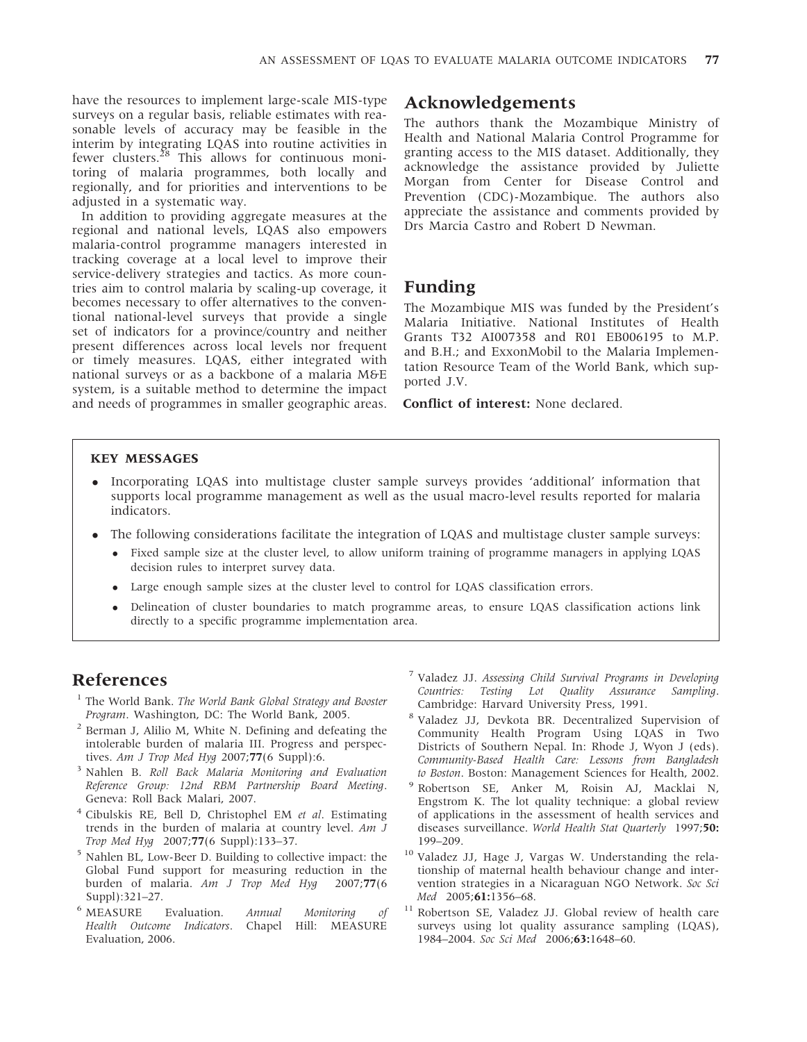have the resources to implement large-scale MIS-type surveys on a regular basis, reliable estimates with reasonable levels of accuracy may be feasible in the interim by integrating LQAS into routine activities in fewer clusters.[28] This allows for continuous monitoring of malaria programmes, both locally and regionally, and for priorities and interventions to be adjusted in a systematic way.

In addition to providing aggregate measures at the regional and national levels, LQAS also empowers malaria-control programme managers interested in tracking coverage at a local level to improve their service-delivery strategies and tactics. As more countries aim to control malaria by scaling-up coverage, it becomes necessary to offer alternatives to the conventional national-level surveys that provide a single set of indicators for a province/country and neither present differences across local levels nor frequent or timely measures. LQAS, either integrated with national surveys or as a backbone of a malaria M&E system, is a suitable method to determine the impact and needs of programmes in smaller geographic areas.

## Acknowledgements

The authors thank the Mozambique Ministry of Health and National Malaria Control Programme for granting access to the MIS dataset. Additionally, they acknowledge the assistance provided by Juliette Morgan from Center for Disease Control and Prevention (CDC)-Mozambique. The authors also appreciate the assistance and comments provided by Drs Marcia Castro and Robert D Newman.

## Funding

The Mozambique MIS was funded by the President's Malaria Initiative. National Institutes of Health Grants T32 AI007358 and R01 EB006195 to M.P. and B.H.; and ExxonMobil to the Malaria Implementation Resource Team of the World Bank, which supported J.V.

**Conflict of interest:** None declared.

**KEY MESSAGES**

- Incorporating LQAS into multistage cluster sample surveys provides 'additional' information that supports local programme management as well as the usual macro-level results reported for malaria indicators.
- The following considerations facilitate the integration of LQAS and multistage cluster sample surveys:
  - Fixed sample size at the cluster level, to allow uniform training of programme managers in applying LQAS decision rules to interpret survey data.
  - Large enough sample sizes at the cluster level to control for LQAS classification errors.
  - Delineation of cluster boundaries to match programme areas, to ensure LQAS classification actions link directly to a specific programme implementation area.

## References

1. The World Bank. *The World Bank Global Strategy and Booster Program*. Washington, DC: The World Bank, 2005.
2. Berman J, Alilio M, White N. Defining and defeating the intolerable burden of malaria III. Progress and perspectives. *Am J Trop Med Hyg* 2007;**77**(6 Suppl):6.
3. Nahlen B. *Roll Back Malaria Monitoring and Evaluation Reference Group: 12nd RBM Partnership Board Meeting*. Geneva: Roll Back Malari, 2007.
4. Cibulskis RE, Bell D, Christophel EM *et al*. Estimating trends in the burden of malaria at country level. *Am J Trop Med Hyg* 2007;**77**(6 Suppl):133–37.
5. Nahlen BL, Low-Beer D. Building to collective impact: the Global Fund support for measuring reduction in the burden of malaria. *Am J Trop Med Hyg* 2007;**77**(6 Suppl):321–27.
6. MEASURE Evaluation. *Annual Monitoring of Health Outcome Indicators*. Chapel Hill: MEASURE Evaluation, 2006.
7. Valadez JJ. *Assessing Child Survival Programs in Developing Countries: Testing Lot Quality Assurance Sampling*. Cambridge: Harvard University Press, 1991.
8. Valadez JJ, Devkota BR. Decentralized Supervision of Community Health Program Using LQAS in Two Districts of Southern Nepal. In: Rhode J, Wyon J (eds). *Community-Based Health Care: Lessons from Bangladesh to Boston*. Boston: Management Sciences for Health, 2002.
9. Robertson SE, Anker M, Roisin AJ, Macklai N, Engstrom K. The lot quality technique: a global review of applications in the assessment of health services and diseases surveillance. *World Health Stat Quarterly* 1997;**50:** 199–209.
10. Valadez JJ, Hage J, Vargas W. Understanding the relationship of maternal health behaviour change and intervention strategies in a Nicaraguan NGO Network. *Soc Sci Med* 2005;**61:**1356–68.
11. Robertson SE, Valadez JJ. Global review of health care surveys using lot quality assurance sampling (LQAS), 1984–2004. *Soc Sci Med* 2006;**63:**1648–60.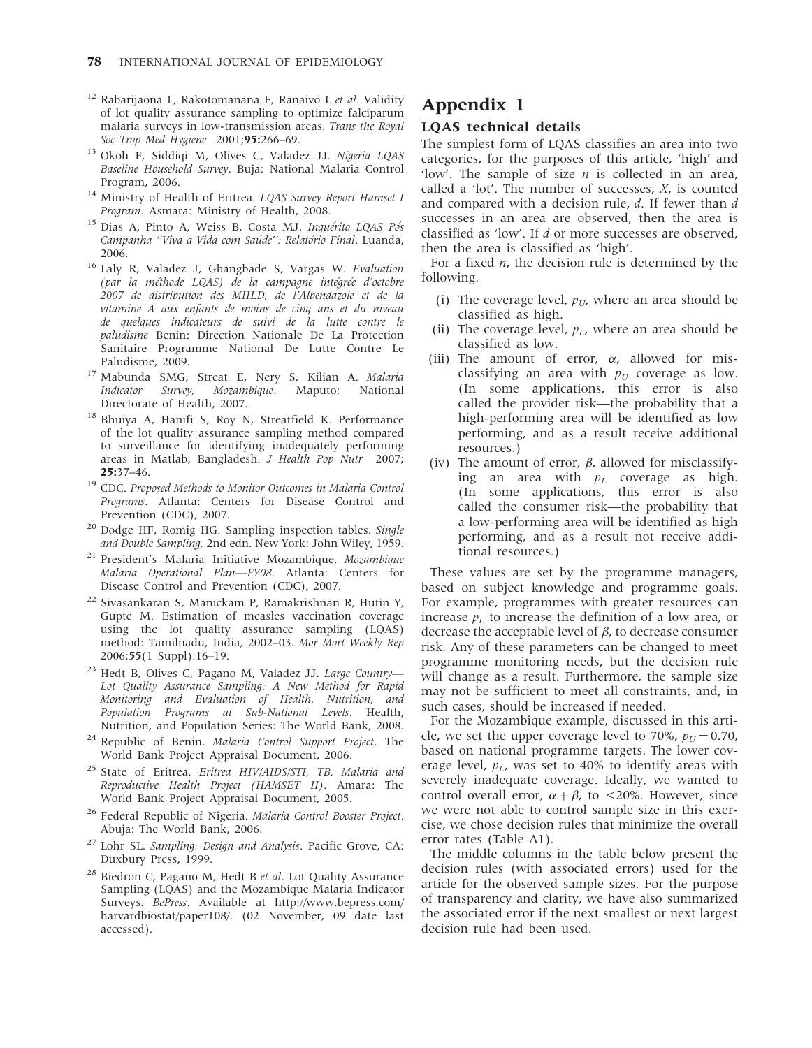12 Rabarijaona L, Rakotomanana F, Ranaivo L *et al*. Validity of lot quality assurance sampling to optimize falciparum malaria surveys in low-transmission areas. *Trans the Royal Soc Trop Med Hygiene* 2001;**95:**266–69.

13 Okoh F, Siddiqi M, Olives C, Valadez JJ. *Nigeria LQAS Baseline Household Survey*. Buja: National Malaria Control Program, 2006.

14 Ministry of Health of Eritrea. *LQAS Survey Report Hamset I Program*. Asmara: Ministry of Health, 2008.

15 Dias A, Pinto A, Weiss B, Costa MJ. *Inquérito LQAS Pós Campanha ''Viva a Vida com Saúde'': Relatório Final*. Luanda, 2006.

16 Laly R, Valadez J, Gbangbade S, Vargas W. *Evaluation (par la méthode LQAS) de la campagne intégrée d'octobre 2007 de distribution des MIILD, de l'Albendazole et de la vitamine A aux enfants de moins de cinq ans et du niveau de quelques indicateurs de suivi de la lutte contre le paludisme* Benin: Direction Nationale De La Protection Sanitaire Programme National De Lutte Contre Le Paludisme, 2009.

17 Mabunda SMG, Streat E, Nery S, Kilian A. *Malaria Indicator Survey, Mozambique*. Maputo: National Directorate of Health, 2007.

18 Bhuiya A, Hanifi S, Roy N, Streatfield K. Performance of the lot quality assurance sampling method compared to surveillance for identifying inadequately performing areas in Matlab, Bangladesh. *J Health Pop Nutr* 2007; **25:**37–46.

19 CDC. *Proposed Methods to Monitor Outcomes in Malaria Control Programs*. Atlanta: Centers for Disease Control and Prevention (CDC), 2007.

20 Dodge HF, Romig HG. Sampling inspection tables. *Single and Double Sampling*, 2nd edn. New York: John Wiley, 1959.

21 President's Malaria Initiative Mozambique. *Mozambique Malaria Operational Plan—FY08*. Atlanta: Centers for Disease Control and Prevention (CDC), 2007.

22 Sivasankaran S, Manickam P, Ramakrishnan R, Hutin Y, Gupte M. Estimation of measles vaccination coverage using the lot quality assurance sampling (LQAS) method: Tamilnadu, India, 2002–03. *Mor Mort Weekly Rep* 2006;**55**(1 Suppl):16–19.

23 Hedt B, Olives C, Pagano M, Valadez JJ. *Large Country—Lot Quality Assurance Sampling: A New Method for Rapid Monitoring and Evaluation of Health, Nutrition, and Population Programs at Sub-National Levels*. Health, Nutrition, and Population Series: The World Bank, 2008.

24 Republic of Benin. *Malaria Control Support Project*. The World Bank Project Appraisal Document, 2006.

25 State of Eritrea. *Eritrea HIV/AIDS/STI, TB, Malaria and Reproductive Health Project (HAMSET II)*. Amara: The World Bank Project Appraisal Document, 2005.

26 Federal Republic of Nigeria. *Malaria Control Booster Project*. Abuja: The World Bank, 2006.

27 Lohr SL. *Sampling: Design and Analysis*. Pacific Grove, CA: Duxbury Press, 1999.

28 Biedron C, Pagano M, Hedt B *et al*. Lot Quality Assurance Sampling (LQAS) and the Mozambique Malaria Indicator Surveys. *BePress*. Available at http://www.bepress.com/harvardbiostat/paper108/. (02 November, 09 date last accessed).

# Appendix 1

## LQAS technical details

The simplest form of LQAS classifies an area into two categories, for the purposes of this article, 'high' and 'low'. The sample of size $n$ is collected in an area, called a 'lot'. The number of successes, $X$, is counted and compared with a decision rule, $d$. If fewer than $d$ successes in an area are observed, then the area is classified as 'low'. If $d$ or more successes are observed, then the area is classified as 'high'.

For a fixed $n$, the decision rule is determined by the following.

(i) The coverage level, $p_U$, where an area should be classified as high.

(ii) The coverage level, $p_L$, where an area should be classified as low.

(iii) The amount of error, $\alpha$, allowed for misclassifying an area with $p_U$ coverage as low. (In some applications, this error is also called the provider risk—the probability that a high-performing area will be identified as low performing, and as a result receive additional resources.)

(iv) The amount of error, $\beta$, allowed for misclassifying an area with $p_L$ coverage as high. (In some applications, this error is also called the consumer risk—the probability that a low-performing area will be identified as high performing, and as a result not receive additional resources.)

These values are set by the programme managers, based on subject knowledge and programme goals. For example, programmes with greater resources can increase $p_L$ to increase the definition of a low area, or decrease the acceptable level of $\beta$, to decrease consumer risk. Any of these parameters can be changed to meet programme monitoring needs, but the decision rule will change as a result. Furthermore, the sample size may not be sufficient to meet all constraints, and, in such cases, should be increased if needed.

For the Mozambique example, discussed in this article, we set the upper coverage level to 70%, $p_U = 0.70$, based on national programme targets. The lower coverage level, $p_L$, was set to 40% to identify areas with severely inadequate coverage. Ideally, we wanted to control overall error, $\alpha + \beta$, to <20%. However, since we were not able to control sample size in this exercise, we chose decision rules that minimize the overall error rates (Table A1).

The middle columns in the table below present the decision rules (with associated errors) used for the article for the observed sample sizes. For the purpose of transparency and clarity, we have also summarized the associated error if the next smallest or next largest decision rule had been used.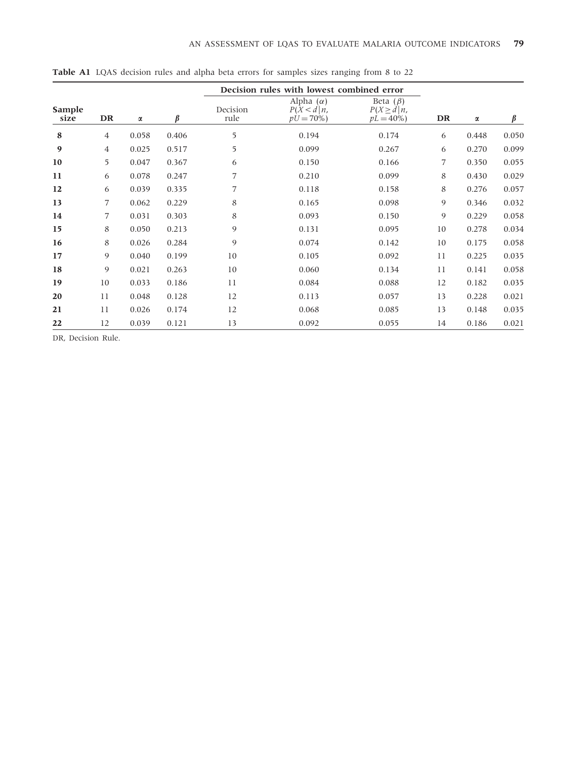**Table A1** LQAS decision rules and alpha beta errors for samples sizes ranging from 8 to 22

| | | | | Decision rules with lowest combined error | | | | | |
|---|---|---|---|---|---|---|---|---|---|
| Sample size | DR | $\alpha$ | $\beta$ | Decision rule | Alpha ($\alpha$) $P(X < d \mid n, pU = 70\%)$ | Beta ($\beta$) $P(X \geq d \mid n, pL = 40\%)$ | DR | $\alpha$ | $\beta$ |
| **8** | 4 | 0.058 | 0.406 | 5 | 0.194 | 0.174 | 6 | 0.448 | 0.050 |
| **9** | 4 | 0.025 | 0.517 | 5 | 0.099 | 0.267 | 6 | 0.270 | 0.099 |
| **10** | 5 | 0.047 | 0.367 | 6 | 0.150 | 0.166 | 7 | 0.350 | 0.055 |
| **11** | 6 | 0.078 | 0.247 | 7 | 0.210 | 0.099 | 8 | 0.430 | 0.029 |
| **12** | 6 | 0.039 | 0.335 | 7 | 0.118 | 0.158 | 8 | 0.276 | 0.057 |
| **13** | 7 | 0.062 | 0.229 | 8 | 0.165 | 0.098 | 9 | 0.346 | 0.032 |
| **14** | 7 | 0.031 | 0.303 | 8 | 0.093 | 0.150 | 9 | 0.229 | 0.058 |
| **15** | 8 | 0.050 | 0.213 | 9 | 0.131 | 0.095 | 10 | 0.278 | 0.034 |
| **16** | 8 | 0.026 | 0.284 | 9 | 0.074 | 0.142 | 10 | 0.175 | 0.058 |
| **17** | 9 | 0.040 | 0.199 | 10 | 0.105 | 0.092 | 11 | 0.225 | 0.035 |
| **18** | 9 | 0.021 | 0.263 | 10 | 0.060 | 0.134 | 11 | 0.141 | 0.058 |
| **19** | 10 | 0.033 | 0.186 | 11 | 0.084 | 0.088 | 12 | 0.182 | 0.035 |
| **20** | 11 | 0.048 | 0.128 | 12 | 0.113 | 0.057 | 13 | 0.228 | 0.021 |
| **21** | 11 | 0.026 | 0.174 | 12 | 0.068 | 0.085 | 13 | 0.148 | 0.035 |
| **22** | 12 | 0.039 | 0.121 | 13 | 0.092 | 0.055 | 14 | 0.186 | 0.021 |

DR, Decision Rule.